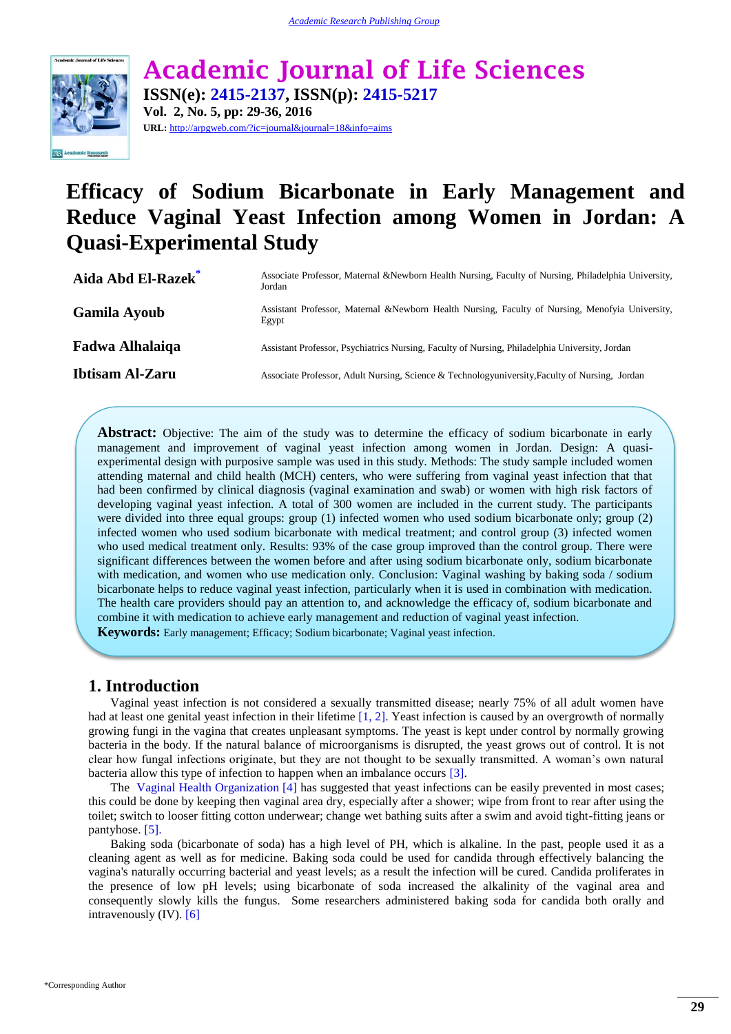# Academic Journal of Life Sciences

**ISSN(e): 2415-2137, ISSN(p): 2415-5217**
**Vol. 2, No. 5, pp: 29-36, 2016**
**URL:** http://arpgweb.com/?ic=journal&journal=18&info=aims

# Efficacy of Sodium Bicarbonate in Early Management and Reduce Vaginal Yeast Infection among Women in Jordan: A Quasi-Experimental Study

**Aida Abd El-Razek*** — Associate Professor, Maternal &Newborn Health Nursing, Faculty of Nursing, Philadelphia University, Jordan

**Gamila Ayoub** — Assistant Professor, Maternal &Newborn Health Nursing, Faculty of Nursing, Menofyia University, Egypt

**Fadwa Alhalaiqa** — Assistant Professor, Psychiatrics Nursing, Faculty of Nursing, Philadelphia University, Jordan

**Ibtisam Al-Zaru** — Associate Professor, Adult Nursing, Science & Technologyuniversity,Faculty of Nursing, Jordan

**Abstract:** Objective: The aim of the study was to determine the efficacy of sodium bicarbonate in early management and improvement of vaginal yeast infection among women in Jordan. Design: A quasi-experimental design with purposive sample was used in this study. Methods: The study sample included women attending maternal and child health (MCH) centers, who were suffering from vaginal yeast infection that that had been confirmed by clinical diagnosis (vaginal examination and swab) or women with high risk factors of developing vaginal yeast infection. A total of 300 women are included in the current study. The participants were divided into three equal groups: group (1) infected women who used sodium bicarbonate only; group (2) infected women who used sodium bicarbonate with medical treatment; and control group (3) infected women who used medical treatment only. Results: 93% of the case group improved than the control group. There were significant differences between the women before and after using sodium bicarbonate only, sodium bicarbonate with medication, and women who use medication only. Conclusion: Vaginal washing by baking soda / sodium bicarbonate helps to reduce vaginal yeast infection, particularly when it is used in combination with medication. The health care providers should pay an attention to, and acknowledge the efficacy of, sodium bicarbonate and combine it with medication to achieve early management and reduction of vaginal yeast infection.

**Keywords:** Early management; Efficacy; Sodium bicarbonate; Vaginal yeast infection.

## 1. Introduction

Vaginal yeast infection is not considered a sexually transmitted disease; nearly 75% of all adult women have had at least one genital yeast infection in their lifetime [1, 2]. Yeast infection is caused by an overgrowth of normally growing fungi in the vagina that creates unpleasant symptoms. The yeast is kept under control by normally growing bacteria in the body. If the natural balance of microorganisms is disrupted, the yeast grows out of control. It is not clear how fungal infections originate, but they are not thought to be sexually transmitted. A woman's own natural bacteria allow this type of infection to happen when an imbalance occurs [3].

The Vaginal Health Organization [4] has suggested that yeast infections can be easily prevented in most cases; this could be done by keeping then vaginal area dry, especially after a shower; wipe from front to rear after using the toilet; switch to looser fitting cotton underwear; change wet bathing suits after a swim and avoid tight-fitting jeans or pantyhose. [5].

Baking soda (bicarbonate of soda) has a high level of PH, which is alkaline. In the past, people used it as a cleaning agent as well as for medicine. Baking soda could be used for candida through effectively balancing the vagina's naturally occurring bacterial and yeast levels; as a result the infection will be cured. Candida proliferates in the presence of low pH levels; using bicarbonate of soda increased the alkalinity of the vaginal area and consequently slowly kills the fungus. Some researchers administered baking soda for candida both orally and intravenously (IV). [6]

*Corresponding Author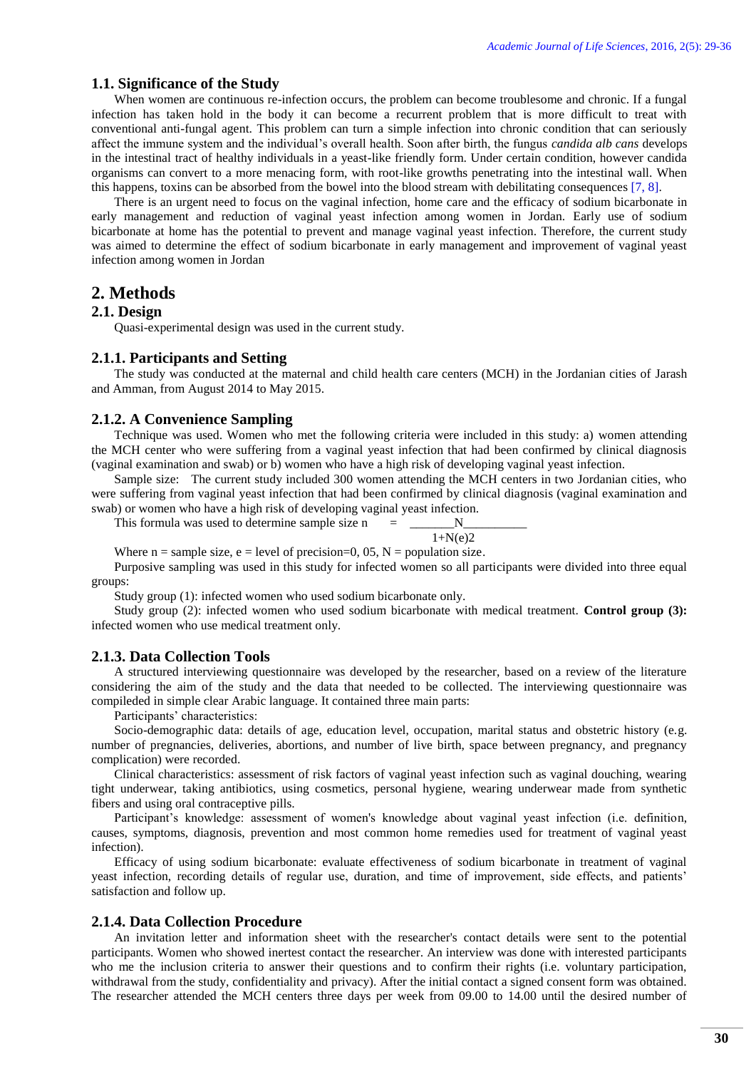### 1.1. Significance of the Study

When women are continuous re-infection occurs, the problem can become troublesome and chronic. If a fungal infection has taken hold in the body it can become a recurrent problem that is more difficult to treat with conventional anti-fungal agent. This problem can turn a simple infection into chronic condition that can seriously affect the immune system and the individual's overall health. Soon after birth, the fungus *candida alb cans* develops in the intestinal tract of healthy individuals in a yeast-like friendly form. Under certain condition, however candida organisms can convert to a more menacing form, with root-like growths penetrating into the intestinal wall. When this happens, toxins can be absorbed from the bowel into the blood stream with debilitating consequences [7, 8].

There is an urgent need to focus on the vaginal infection, home care and the efficacy of sodium bicarbonate in early management and reduction of vaginal yeast infection among women in Jordan. Early use of sodium bicarbonate at home has the potential to prevent and manage vaginal yeast infection. Therefore, the current study was aimed to determine the effect of sodium bicarbonate in early management and improvement of vaginal yeast infection among women in Jordan

## 2. Methods

### 2.1. Design

Quasi-experimental design was used in the current study.

#### 2.1.1. Participants and Setting

The study was conducted at the maternal and child health care centers (MCH) in the Jordanian cities of Jarash and Amman, from August 2014 to May 2015.

#### 2.1.2. A Convenience Sampling

Technique was used. Women who met the following criteria were included in this study: a) women attending the MCH center who were suffering from a vaginal yeast infection that had been confirmed by clinical diagnosis (vaginal examination and swab) or b) women who have a high risk of developing vaginal yeast infection.

Sample size: The current study included 300 women attending the MCH centers in two Jordanian cities, who were suffering from vaginal yeast infection that had been confirmed by clinical diagnosis (vaginal examination and swab) or women who have a high risk of developing vaginal yeast infection.

This formula was used to determine sample size $n = \frac{N}{1+N(e)2}$

Where n = sample size, e = level of precision=0, 05, N = population size.

Purposive sampling was used in this study for infected women so all participants were divided into three equal groups:

Study group (1): infected women who used sodium bicarbonate only.

Study group (2): infected women who used sodium bicarbonate with medical treatment. **Control group (3):** infected women who use medical treatment only.

#### 2.1.3. Data Collection Tools

A structured interviewing questionnaire was developed by the researcher, based on a review of the literature considering the aim of the study and the data that needed to be collected. The interviewing questionnaire was compileded in simple clear Arabic language. It contained three main parts:

Participants' characteristics:

Socio-demographic data: details of age, education level, occupation, marital status and obstetric history (e.g. number of pregnancies, deliveries, abortions, and number of live birth, space between pregnancy, and pregnancy complication) were recorded.

Clinical characteristics: assessment of risk factors of vaginal yeast infection such as vaginal douching, wearing tight underwear, taking antibiotics, using cosmetics, personal hygiene, wearing underwear made from synthetic fibers and using oral contraceptive pills.

Participant's knowledge: assessment of women's knowledge about vaginal yeast infection (i.e. definition, causes, symptoms, diagnosis, prevention and most common home remedies used for treatment of vaginal yeast infection).

Efficacy of using sodium bicarbonate: evaluate effectiveness of sodium bicarbonate in treatment of vaginal yeast infection, recording details of regular use, duration, and time of improvement, side effects, and patients' satisfaction and follow up.

#### 2.1.4. Data Collection Procedure

An invitation letter and information sheet with the researcher's contact details were sent to the potential participants. Women who showed inertest contact the researcher. An interview was done with interested participants who me the inclusion criteria to answer their questions and to confirm their rights (i.e. voluntary participation, withdrawal from the study, confidentiality and privacy). After the initial contact a signed consent form was obtained. The researcher attended the MCH centers three days per week from 09.00 to 14.00 until the desired number of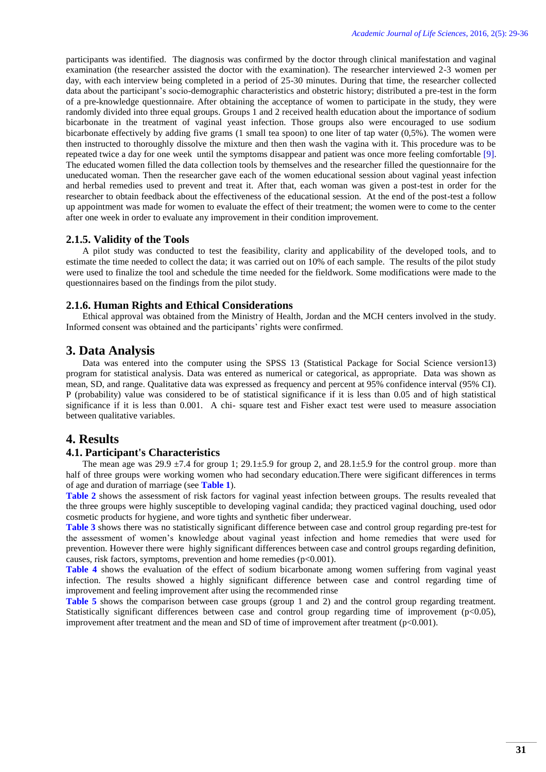participants was identified. The diagnosis was confirmed by the doctor through clinical manifestation and vaginal examination (the researcher assisted the doctor with the examination). The researcher interviewed 2-3 women per day, with each interview being completed in a period of 25-30 minutes. During that time, the researcher collected data about the participant's socio-demographic characteristics and obstetric history; distributed a pre-test in the form of a pre-knowledge questionnaire. After obtaining the acceptance of women to participate in the study, they were randomly divided into three equal groups. Groups 1 and 2 received health education about the importance of sodium bicarbonate in the treatment of vaginal yeast infection. Those groups also were encouraged to use sodium bicarbonate effectively by adding five grams (1 small tea spoon) to one liter of tap water (0,5%). The women were then instructed to thoroughly dissolve the mixture and then then wash the vagina with it. This procedure was to be repeated twice a day for one week until the symptoms disappear and patient was once more feeling comfortable [9]. The educated women filled the data collection tools by themselves and the researcher filled the questionnaire for the uneducated woman. Then the researcher gave each of the women educational session about vaginal yeast infection and herbal remedies used to prevent and treat it. After that, each woman was given a post-test in order for the researcher to obtain feedback about the effectiveness of the educational session. At the end of the post-test a follow up appointment was made for women to evaluate the effect of their treatment; the women were to come to the center after one week in order to evaluate any improvement in their condition improvement.

### 2.1.5. Validity of the Tools

A pilot study was conducted to test the feasibility, clarity and applicability of the developed tools, and to estimate the time needed to collect the data; it was carried out on 10% of each sample. The results of the pilot study were used to finalize the tool and schedule the time needed for the fieldwork. Some modifications were made to the questionnaires based on the findings from the pilot study.

### 2.1.6. Human Rights and Ethical Considerations

Ethical approval was obtained from the Ministry of Health, Jordan and the MCH centers involved in the study. Informed consent was obtained and the participants' rights were confirmed.

## 3. Data Analysis

Data was entered into the computer using the SPSS 13 (Statistical Package for Social Science version13) program for statistical analysis. Data was entered as numerical or categorical, as appropriate. Data was shown as mean, SD, and range. Qualitative data was expressed as frequency and percent at 95% confidence interval (95% CI). P (probability) value was considered to be of statistical significance if it is less than 0.05 and of high statistical significance if it is less than 0.001. A chi- square test and Fisher exact test were used to measure association between qualitative variables.

## 4. Results

### 4.1. Participant's Characteristics

The mean age was 29.9 ±7.4 for group 1; 29.1±5.9 for group 2, and 28.1±5.9 for the control group. more than half of three groups were working women who had secondary education.There were sigificant differences in terms of age and duration of marriage (see **Table 1**).

**Table 2** shows the assessment of risk factors for vaginal yeast infection between groups. The results revealed that the three groups were highly susceptible to developing vaginal candida; they practiced vaginal douching, used odor cosmetic products for hygiene, and wore tights and synthetic fiber underwear.

**Table 3** shows there was no statistically significant difference between case and control group regarding pre-test for the assessment of women's knowledge about vaginal yeast infection and home remedies that were used for prevention. However there were highly significant differences between case and control groups regarding definition, causes, risk factors, symptoms, prevention and home remedies ($p<0.001$).

**Table 4** shows the evaluation of the effect of sodium bicarbonate among women suffering from vaginal yeast infection. The results showed a highly significant difference between case and control regarding time of improvement and feeling improvement after using the recommended rinse

**Table 5** shows the comparison between case groups (group 1 and 2) and the control group regarding treatment. Statistically significant differences between case and control group regarding time of improvement ($p<0.05$), improvement after treatment and the mean and SD of time of improvement after treatment ($p<0.001$).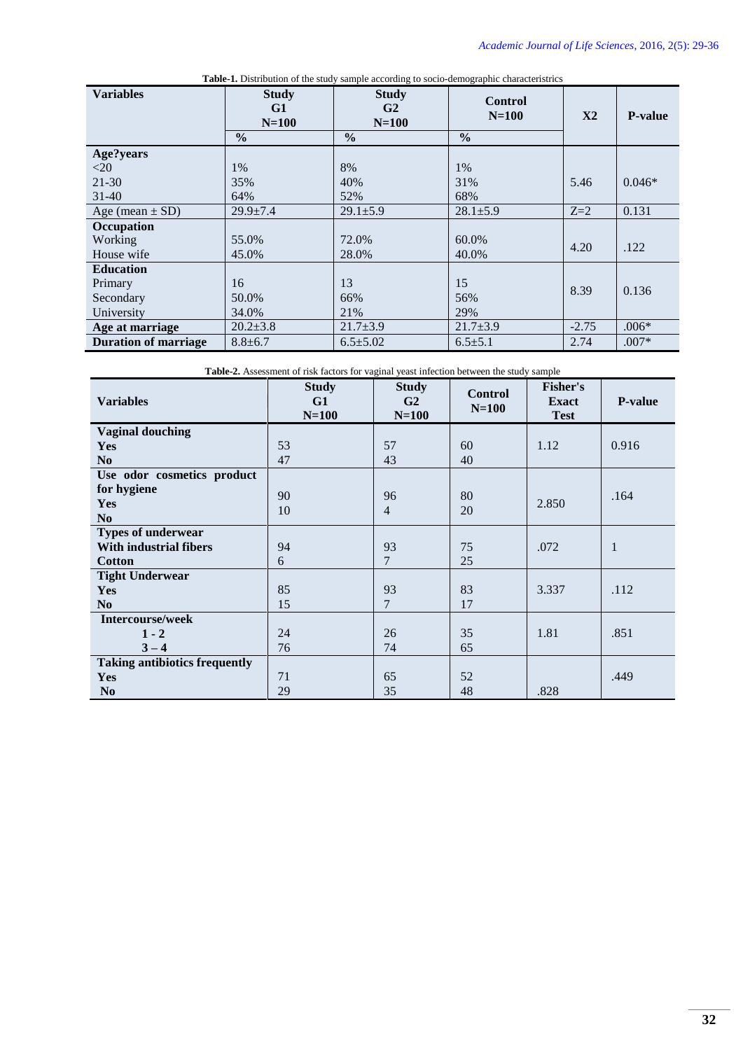**Table-1.** Distribution of the study sample according to socio-demographic characteristics

| Variables | Study G1 N=100 | Study G2 N=100 | Control N=100 | X2 | P-value |
|---|---|---|---|---|---|
| | % | % | % | | |
| **Age?years** | | | | | |
| <20 | 1% | 8% | 1% | | |
| 21-30 | 35% | 40% | 31% | 5.46 | 0.046* |
| 31-40 | 64% | 52% | 68% | | |
| Age (mean ± SD) | 29.9±7.4 | 29.1±5.9 | 28.1±5.9 | Z=2 | 0.131 |
| **Occupation** | | | | | |
| Working | 55.0% | 72.0% | 60.0% | 4.20 | .122 |
| House wife | 45.0% | 28.0% | 40.0% | | |
| **Education** | | | | | |
| Primary | 16 | 13 | 15 | | |
| Secondary | 50.0% | 66% | 56% | 8.39 | 0.136 |
| University | 34.0% | 21% | 29% | | |
| **Age at marriage** | 20.2±3.8 | 21.7±3.9 | 21.7±3.9 | -2.75 | .006* |
| **Duration of marriage** | 8.8±6.7 | 6.5±5.02 | 6.5±5.1 | 2.74 | .007* |

**Table-2.** Assessment of risk factors for vaginal yeast infection between the study sample

| Variables | Study G1 N=100 | Study G2 N=100 | Control N=100 | Fisher's Exact Test | P-value |
|---|---|---|---|---|---|
| **Vaginal douching** | | | | | |
| **Yes** | 53 | 57 | 60 | 1.12 | 0.916 |
| **No** | 47 | 43 | 40 | | |
| **Use odor cosmetics product for hygiene** | | | | | |
| **Yes** | 90 | 96 | 80 | 2.850 | .164 |
| **No** | 10 | 4 | 20 | | |
| **Types of underwear** | | | | | |
| **With industrial fibers** | 94 | 93 | 75 | .072 | 1 |
| **Cotton** | 6 | 7 | 25 | | |
| **Tight Underwear** | | | | | |
| **Yes** | 85 | 93 | 83 | 3.337 | .112 |
| **No** | 15 | 7 | 17 | | |
| **Intercourse/week** | | | | | |
| **1 - 2** | 24 | 26 | 35 | 1.81 | .851 |
| **3 – 4** | 76 | 74 | 65 | | |
| **Taking antibiotics frequently** | | | | | |
| **Yes** | 71 | 65 | 52 | | .449 |
| **No** | 29 | 35 | 48 | .828 | |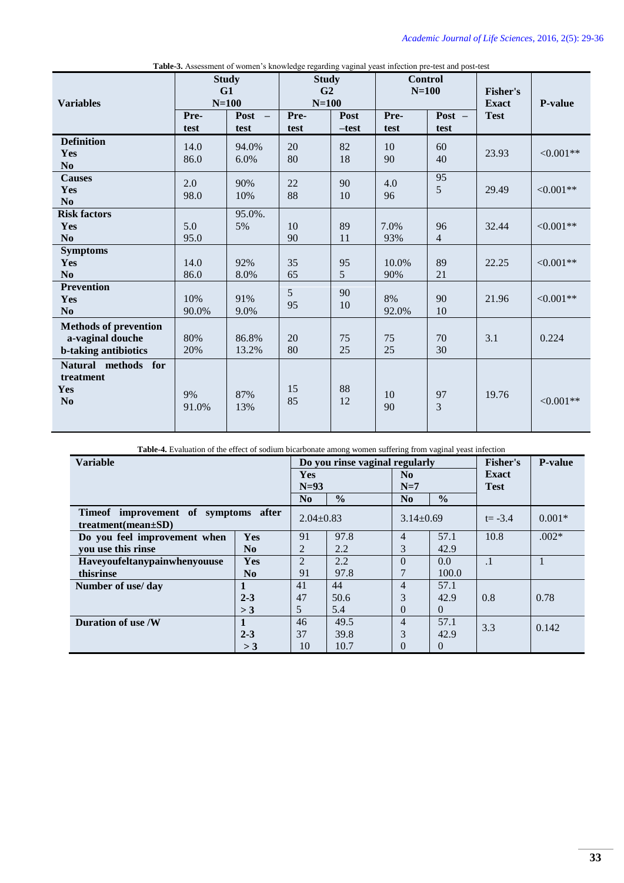**Table-3.** Assessment of women's knowledge regarding vaginal yeast infection pre-test and post-test

| Variables | Study G1 N=100 | | Study G2 N=100 | | Control N=100 | | Fisher's Exact Test | P-value |
|---|---|---|---|---|---|---|---|---|
| | Pre-test | Post – test | Pre-test | Post –test | Pre-test | Post – test | | |
| **Definition** **Yes** **No** | 14.0 86.0 | 94.0% 6.0% | 20 80 | 82 18 | 10 90 | 60 40 | 23.93 | <0.001** |
| **Causes** **Yes** **No** | 2.0 98.0 | 90% 10% | 22 88 | 90 10 | 4.0 96 | 95 5 | 29.49 | <0.001** |
| **Risk factors** **Yes** **No** | 5.0 95.0 | 95.0%. 5% | 10 90 | 89 11 | 7.0% 93% | 96 4 | 32.44 | <0.001** |
| **Symptoms** **Yes** **No** | 14.0 86.0 | 92% 8.0% | 35 65 | 95 5 | 10.0% 90% | 89 21 | 22.25 | <0.001** |
| **Prevention** **Yes** **No** | 10% 90.0% | 91% 9.0% | 5 95 | 90 10 | 8% 92.0% | 90 10 | 21.96 | <0.001** |
| **Methods of prevention** **a-vaginal douche** **b-taking antibiotics** | 80% 20% | 86.8% 13.2% | 20 80 | 75 25 | 75 25 | 70 30 | 3.1 | 0.224 |
| **Natural methods for treatment** **Yes** **No** | 9% 91.0% | 87% 13% | 15 85 | 88 12 | 10 90 | 97 3 | 19.76 | <0.001** |

**Table-4.** Evaluation of the effect of sodium bicarbonate among women suffering from vaginal yeast infection

| Variable | | Do you rinse vaginal regularly | | | | Fisher's Exact Test | P-value |
|---|---|---|---|---|---|---|---|
| | | Yes N=93 | | No N=7 | | | |
| | | No | % | No | % | | |
| **Timeof improvement of symptoms after treatment(mean±SD)** | | 2.04±0.83 | | 3.14±0.69 | | t= -3.4 | 0.001* |
| **Do you feel improvement when you use this rinse** | **Yes** | 91 | 97.8 | 4 | 57.1 | 10.8 | .002* |
| | **No** | 2 | 2.2 | 3 | 42.9 | | |
| **Haveyoufeltanypainwhenyouuse thisrinse** | **Yes** | 2 | 2.2 | 0 | 0.0 | .1 | 1 |
| | **No** | 91 | 97.8 | 7 | 100.0 | | |
| **Number of use/ day** | **1** | 41 | 44 | 4 | 57.1 | 0.8 | 0.78 |
| | **2-3** | 47 | 50.6 | 3 | 42.9 | | |
| | **> 3** | 5 | 5.4 | 0 | 0 | | |
| **Duration of use /W** | **1** | 46 | 49.5 | 4 | 57.1 | 3.3 | 0.142 |
| | **2-3** | 37 | 39.8 | 3 | 42.9 | | |
| | **> 3** | 10 | 10.7 | 0 | 0 | | |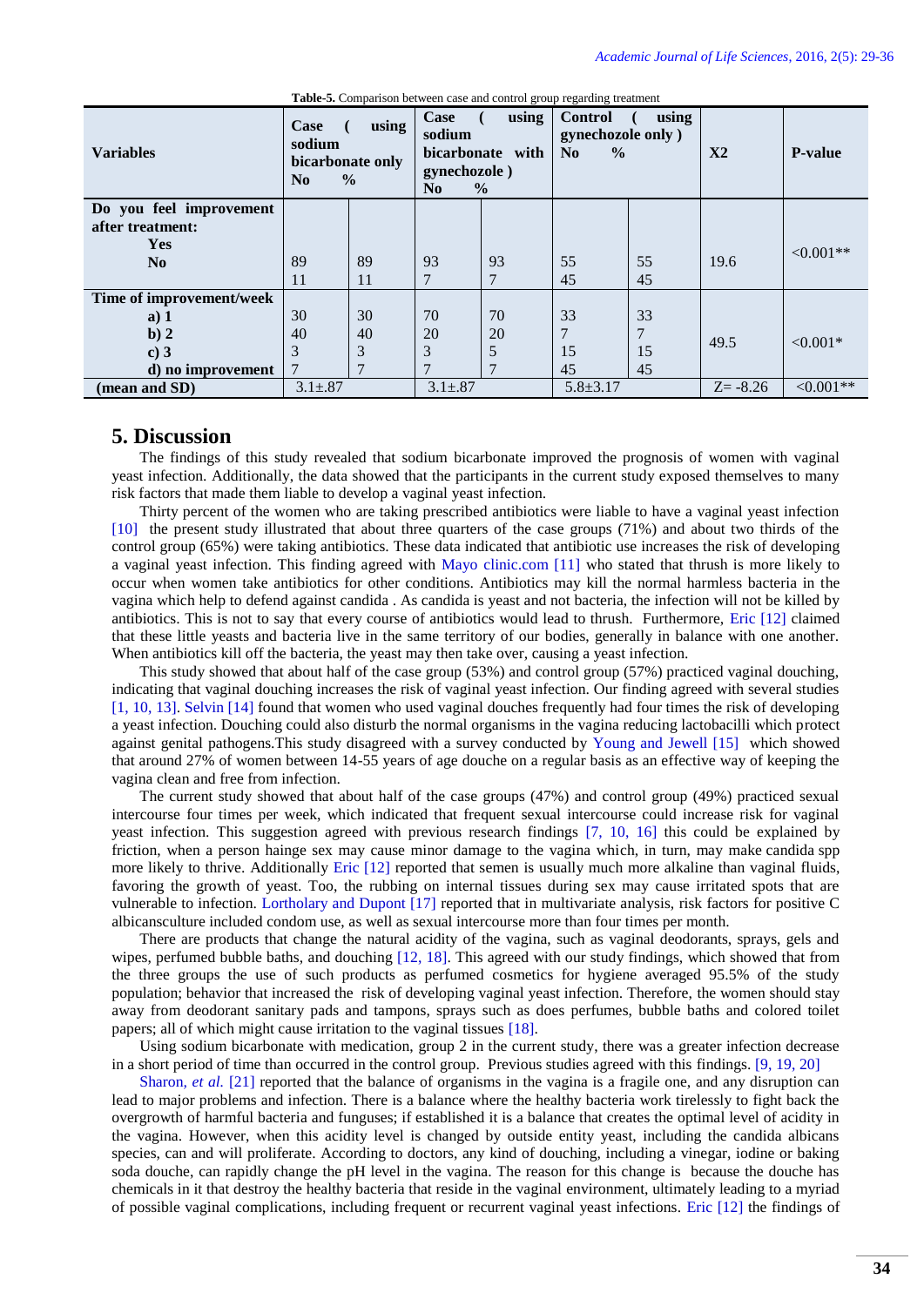**Table-5.** Comparison between case and control group regarding treatment

| Variables | Case ( using sodium bicarbonate only No | % | Case ( using sodium bicarbonate with gynechozole ) No | % | Control ( using gynechozole only ) No | % | X2 | P-value |
|---|---|---|---|---|---|---|---|---|
| **Do you feel improvement after treatment:** | | | | | | | | |
| **Yes** | 89 | 89 | 93 | 93 | 55 | 55 | 19.6 | <0.001** |
| **No** | 11 | 11 | 7 | 7 | 45 | 45 | | |
| **Time of improvement/week** | | | | | | | | |
| **a) 1** | 30 | 30 | 70 | 70 | 33 | 33 | 49.5 | <0.001* |
| **b) 2** | 40 | 40 | 20 | 20 | 7 | 7 | | |
| **c) 3** | 3 | 3 | 3 | 5 | 15 | 15 | | |
| **d) no improvement** | 7 | 7 | 7 | 7 | 45 | 45 | | |
| **(mean and SD)** | 3.1±.87 | | 3.1±.87 | | 5.8±3.17 | | Z= -8.26 | <0.001** |

## 5. Discussion

The findings of this study revealed that sodium bicarbonate improved the prognosis of women with vaginal yeast infection. Additionally, the data showed that the participants in the current study exposed themselves to many risk factors that made them liable to develop a vaginal yeast infection.

Thirty percent of the women who are taking prescribed antibiotics were liable to have a vaginal yeast infection [10] the present study illustrated that about three quarters of the case groups (71%) and about two thirds of the control group (65%) were taking antibiotics. These data indicated that antibiotic use increases the risk of developing a vaginal yeast infection. This finding agreed with Mayo clinic.com [11] who stated that thrush is more likely to occur when women take antibiotics for other conditions. Antibiotics may kill the normal harmless bacteria in the vagina which help to defend against candida . As candida is yeast and not bacteria, the infection will not be killed by antibiotics. This is not to say that every course of antibiotics would lead to thrush. Furthermore, Eric [12] claimed that these little yeasts and bacteria live in the same territory of our bodies, generally in balance with one another. When antibiotics kill off the bacteria, the yeast may then take over, causing a yeast infection.

This study showed that about half of the case group (53%) and control group (57%) practiced vaginal douching, indicating that vaginal douching increases the risk of vaginal yeast infection. Our finding agreed with several studies [1, 10, 13]. Selvin [14] found that women who used vaginal douches frequently had four times the risk of developing a yeast infection. Douching could also disturb the normal organisms in the vagina reducing lactobacilli which protect against genital pathogens.This study disagreed with a survey conducted by Young and Jewell [15] which showed that around 27% of women between 14-55 years of age douche on a regular basis as an effective way of keeping the vagina clean and free from infection.

The current study showed that about half of the case groups (47%) and control group (49%) practiced sexual intercourse four times per week, which indicated that frequent sexual intercourse could increase risk for vaginal yeast infection. This suggestion agreed with previous research findings [7, 10, 16] this could be explained by friction, when a person hainge sex may cause minor damage to the vagina which, in turn, may make candida spp more likely to thrive. Additionally Eric [12] reported that semen is usually much more alkaline than vaginal fluids, favoring the growth of yeast. Too, the rubbing on internal tissues during sex may cause irritated spots that are vulnerable to infection. Lortholary and Dupont [17] reported that in multivariate analysis, risk factors for positive C albicansculture included condom use, as well as sexual intercourse more than four times per month.

There are products that change the natural acidity of the vagina, such as vaginal deodorants, sprays, gels and wipes, perfumed bubble baths, and douching [12, 18]. This agreed with our study findings, which showed that from the three groups the use of such products as perfumed cosmetics for hygiene averaged 95.5% of the study population; behavior that increased the risk of developing vaginal yeast infection. Therefore, the women should stay away from deodorant sanitary pads and tampons, sprays such as does perfumes, bubble baths and colored toilet papers; all of which might cause irritation to the vaginal tissues [18].

Using sodium bicarbonate with medication, group 2 in the current study, there was a greater infection decrease in a short period of time than occurred in the control group. Previous studies agreed with this findings. [9, 19, 20]

Sharon, *et al.* [21] reported that the balance of organisms in the vagina is a fragile one, and any disruption can lead to major problems and infection. There is a balance where the healthy bacteria work tirelessly to fight back the overgrowth of harmful bacteria and funguses; if established it is a balance that creates the optimal level of acidity in the vagina. However, when this acidity level is changed by outside entity yeast, including the candida albicans species, can and will proliferate. According to doctors, any kind of douching, including a vinegar, iodine or baking soda douche, can rapidly change the pH level in the vagina. The reason for this change is because the douche has chemicals in it that destroy the healthy bacteria that reside in the vaginal environment, ultimately leading to a myriad of possible vaginal complications, including frequent or recurrent vaginal yeast infections. Eric [12] the findings of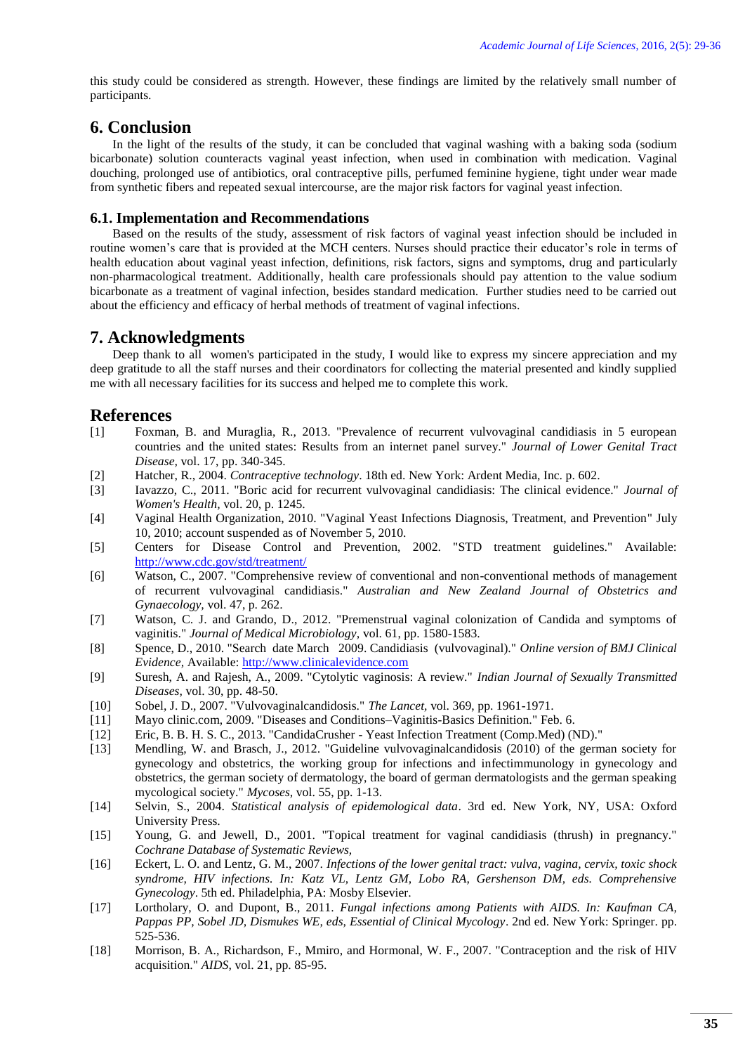this study could be considered as strength. However, these findings are limited by the relatively small number of participants.

## 6. Conclusion

In the light of the results of the study, it can be concluded that vaginal washing with a baking soda (sodium bicarbonate) solution counteracts vaginal yeast infection, when used in combination with medication. Vaginal douching, prolonged use of antibiotics, oral contraceptive pills, perfumed feminine hygiene, tight under wear made from synthetic fibers and repeated sexual intercourse, are the major risk factors for vaginal yeast infection.

### 6.1. Implementation and Recommendations

Based on the results of the study, assessment of risk factors of vaginal yeast infection should be included in routine women's care that is provided at the MCH centers. Nurses should practice their educator's role in terms of health education about vaginal yeast infection, definitions, risk factors, signs and symptoms, drug and particularly non-pharmacological treatment. Additionally, health care professionals should pay attention to the value sodium bicarbonate as a treatment of vaginal infection, besides standard medication. Further studies need to be carried out about the efficiency and efficacy of herbal methods of treatment of vaginal infections.

## 7. Acknowledgments

Deep thank to all women's participated in the study, I would like to express my sincere appreciation and my deep gratitude to all the staff nurses and their coordinators for collecting the material presented and kindly supplied me with all necessary facilities for its success and helped me to complete this work.

## References

[1] Foxman, B. and Muraglia, R., 2013. "Prevalence of recurrent vulvovaginal candidiasis in 5 european countries and the united states: Results from an internet panel survey." *Journal of Lower Genital Tract Disease,* vol. 17, pp. 340-345.

[2] Hatcher, R., 2004. *Contraceptive technology*. 18th ed. New York: Ardent Media, Inc. p. 602.

[3] Iavazzo, C., 2011. "Boric acid for recurrent vulvovaginal candidiasis: The clinical evidence." *Journal of Women's Health,* vol. 20, p. 1245.

[4] Vaginal Health Organization, 2010. "Vaginal Yeast Infections Diagnosis, Treatment, and Prevention" July 10, 2010; account suspended as of November 5, 2010.

[5] Centers for Disease Control and Prevention, 2002. "STD treatment guidelines." Available: http://www.cdc.gov/std/treatment/

[6] Watson, C., 2007. "Comprehensive review of conventional and non-conventional methods of management of recurrent vulvovaginal candidiasis." *Australian and New Zealand Journal of Obstetrics and Gynaecology,* vol. 47, p. 262.

[7] Watson, C. J. and Grando, D., 2012. "Premenstrual vaginal colonization of Candida and symptoms of vaginitis." *Journal of Medical Microbiology,* vol. 61, pp. 1580-1583.

[8] Spence, D., 2010. "Search date March 2009. Candidiasis (vulvovaginal)." *Online version of BMJ Clinical Evidence,* Available: http://www.clinicalevidence.com

[9] Suresh, A. and Rajesh, A., 2009. "Cytolytic vaginosis: A review." *Indian Journal of Sexually Transmitted Diseases,* vol. 30, pp. 48-50.

[10] Sobel, J. D., 2007. "Vulvovaginalcandidosis." *The Lancet,* vol. 369, pp. 1961-1971.

[11] Mayo clinic.com, 2009. "Diseases and Conditions–Vaginitis-Basics Definition." Feb. 6.

[12] Eric, B. B. H. S. C., 2013. "CandidaCrusher - Yeast Infection Treatment (Comp.Med) (ND)."

[13] Mendling, W. and Brasch, J., 2012. "Guideline vulvovaginalcandidosis (2010) of the german society for gynecology and obstetrics, the working group for infections and infectimmunology in gynecology and obstetrics, the german society of dermatology, the board of german dermatologists and the german speaking mycological society." *Mycoses,* vol. 55, pp. 1-13.

[14] Selvin, S., 2004. *Statistical analysis of epidemological data*. 3rd ed. New York, NY, USA: Oxford University Press.

[15] Young, G. and Jewell, D., 2001. "Topical treatment for vaginal candidiasis (thrush) in pregnancy." *Cochrane Database of Systematic Reviews,*

[16] Eckert, L. O. and Lentz, G. M., 2007. *Infections of the lower genital tract: vulva, vagina, cervix, toxic shock syndrome, HIV infections. In: Katz VL, Lentz GM, Lobo RA, Gershenson DM, eds. Comprehensive Gynecology*. 5th ed. Philadelphia, PA: Mosby Elsevier.

[17] Lortholary, O. and Dupont, B., 2011. *Fungal infections among Patients with AIDS. In: Kaufman CA, Pappas PP, Sobel JD, Dismukes WE, eds, Essential of Clinical Mycology*. 2nd ed. New York: Springer. pp. 525-536.

[18] Morrison, B. A., Richardson, F., Mmiro, and Hormonal, W. F., 2007. "Contraception and the risk of HIV acquisition." *AIDS,* vol. 21, pp. 85-95.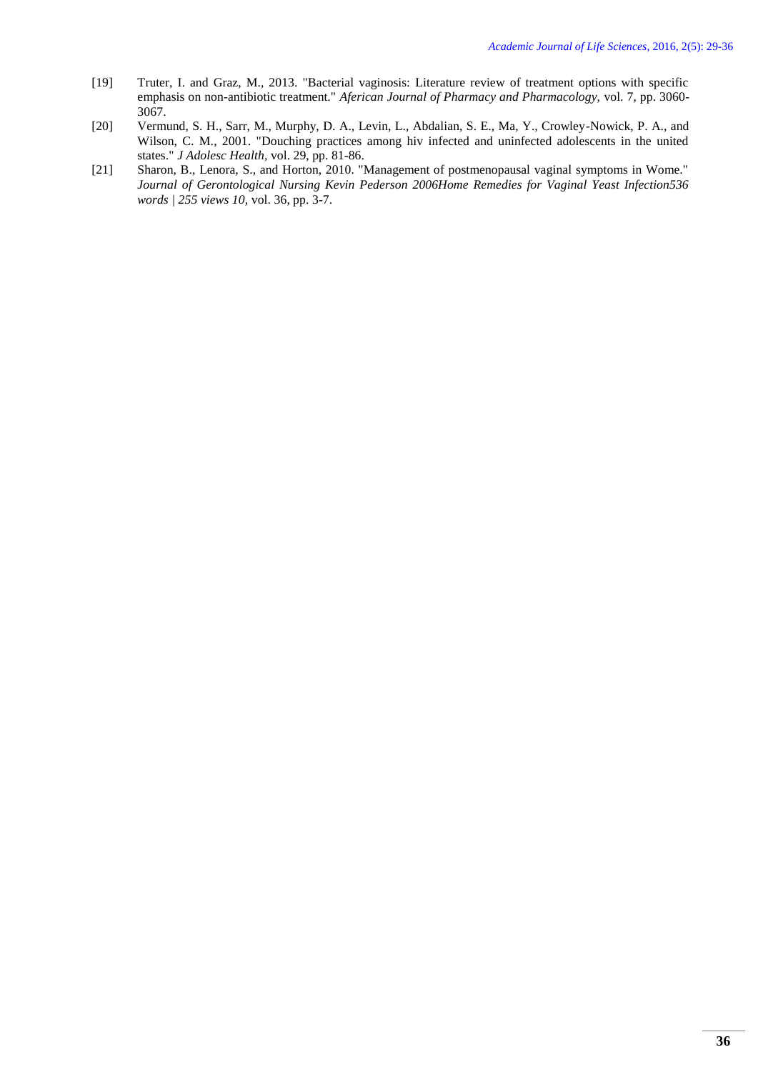[19] Truter, I. and Graz, M., 2013. "Bacterial vaginosis: Literature review of treatment options with specific emphasis on non-antibiotic treatment." *Aferican Journal of Pharmacy and Pharmacology,* vol. 7, pp. 3060-3067.

[20] Vermund, S. H., Sarr, M., Murphy, D. A., Levin, L., Abdalian, S. E., Ma, Y., Crowley-Nowick, P. A., and Wilson, C. M., 2001. "Douching practices among hiv infected and uninfected adolescents in the united states." *J Adolesc Health,* vol. 29, pp. 81-86.

[21] Sharon, B., Lenora, S., and Horton, 2010. "Management of postmenopausal vaginal symptoms in Wome." *Journal of Gerontological Nursing Kevin Pederson 2006Home Remedies for Vaginal Yeast Infection536 words | 255 views 10,* vol. 36, pp. 3-7.